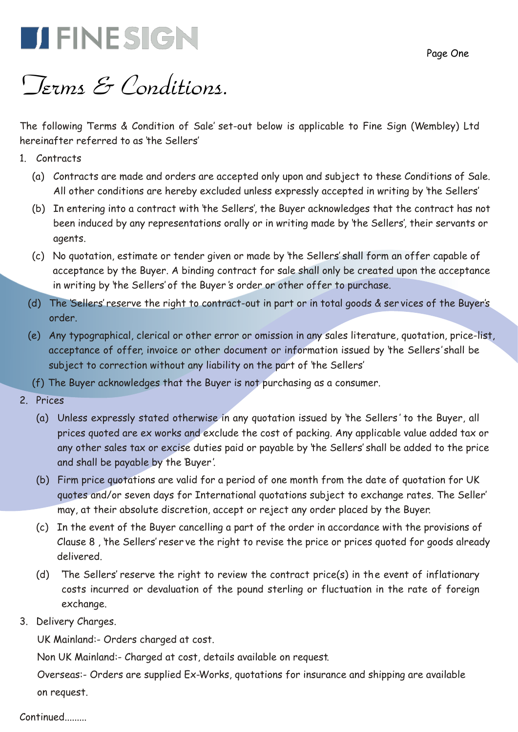# FINESIGN

# Terms & Conditions.

The following 'Terms & Condition of Sale' set-out below is applicable to Fine Sign (Wembley) Ltd hereinafter referred to as 'the Sellers'

1. Contracts
   - (a) Contracts are made and orders are accepted only upon and subject to these Conditions of Sale. All other conditions are hereby excluded unless expressly accepted in writing by 'the Sellers'
   - (b) In entering into a contract with 'the Sellers', the Buyer acknowledges that the contract has not been induced by any representations orally or in writing made by 'the Sellers', their servants or agents.
   - (c) No quotation, estimate or tender given or made by 'the Sellers' shall form an offer capable of acceptance by the Buyer. A binding contract for sale shall only be created upon the acceptance in writing by 'the Sellers' of the Buyer's order or other offer to purchase.
   - (d) The 'Sellers' reserve the right to contract-out in part or in total goods & services of the Buyer's order.
   - (e) Any typographical, clerical or other error or omission in any sales literature, quotation, price-list, acceptance of offer, invoice or other document or information issued by 'the Sellers' shall be subject to correction without any liability on the part of 'the Sellers'
   - (f) The Buyer acknowledges that the Buyer is not purchasing as a consumer.
2. Prices
   - (a) Unless expressly stated otherwise in any quotation issued by 'the Sellers' to the Buyer, all prices quoted are ex works and exclude the cost of packing. Any applicable value added tax or any other sales tax or excise duties paid or payable by 'the Sellers' shall be added to the price and shall be payable by the 'Buyer'.
   - (b) Firm price quotations are valid for a period of one month from the date of quotation for UK quotes and/or seven days for International quotations subject to exchange rates. The Seller' may, at their absolute discretion, accept or reject any order placed by the Buyer.
   - (c) In the event of the Buyer cancelling a part of the order in accordance with the provisions of Clause 8 , 'the Sellers' reserve the right to revise the price or prices quoted for goods already delivered.
   - (d) 'The Sellers' reserve the right to review the contract price(s) in the event of inflationary costs incurred or devaluation of the pound sterling or fluctuation in the rate of foreign exchange.
3. Delivery Charges.

   UK Mainland:- Orders charged at cost.

   Non UK Mainland:- Charged at cost, details available on request.

   Overseas:- Orders are supplied Ex-Works, quotations for insurance and shipping are available on request.

Continued.........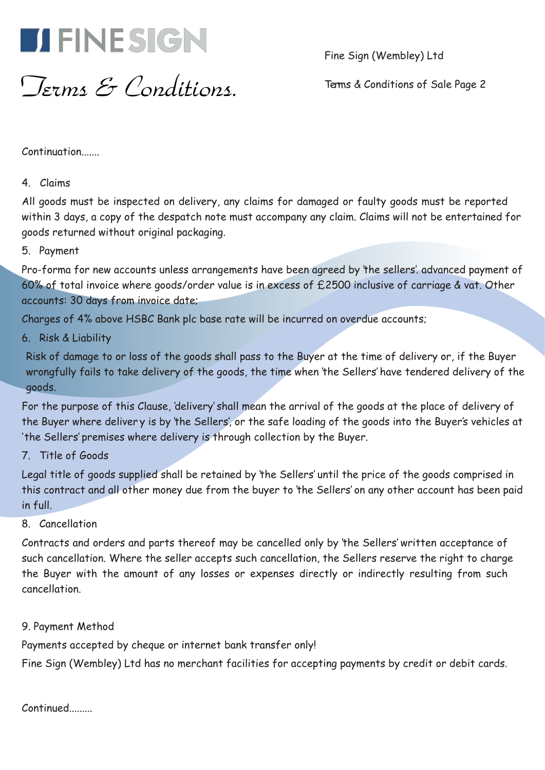# FINE SIGN

# Terms & Conditions.

Fine Sign (Wembley) Ltd

Terms & Conditions of Sale Page 2

Continuation.......

4. Claims

All goods must be inspected on delivery, any claims for damaged or faulty goods must be reported within 3 days, a copy of the despatch note must accompany any claim. Claims will not be entertained for goods returned without original packaging.

5. Payment

Pro-forma for new accounts unless arrangements have been agreed by 'the sellers'. advanced payment of 60% of total invoice where goods/order value is in excess of £2500 inclusive of carriage & vat. Other accounts: 30 days from invoice date;

Charges of 4% above HSBC Bank plc base rate will be incurred on overdue accounts;

6. Risk & Liability

Risk of damage to or loss of the goods shall pass to the Buyer at the time of delivery or, if the Buyer wrongfully fails to take delivery of the goods, the time when 'the Sellers' have tendered delivery of the goods.

For the purpose of this Clause, 'delivery' shall mean the arrival of the goods at the place of delivery of the Buyer where delivery is by 'the Sellers', or the safe loading of the goods into the Buyer's vehicles at 'the Sellers' premises where delivery is through collection by the Buyer.

7. Title of Goods

Legal title of goods supplied shall be retained by 'the Sellers' until the price of the goods comprised in this contract and all other money due from the buyer to 'the Sellers' on any other account has been paid in full.

8. Cancellation

Contracts and orders and parts thereof may be cancelled only by 'the Sellers' written acceptance of such cancellation. Where the seller accepts such cancellation, the Sellers reserve the right to charge the Buyer with the amount of any losses or expenses directly or indirectly resulting from such cancellation.

9. Payment Method

Payments accepted by cheque or internet bank transfer only!

Fine Sign (Wembley) Ltd has no merchant facilities for accepting payments by credit or debit cards.

Continued.........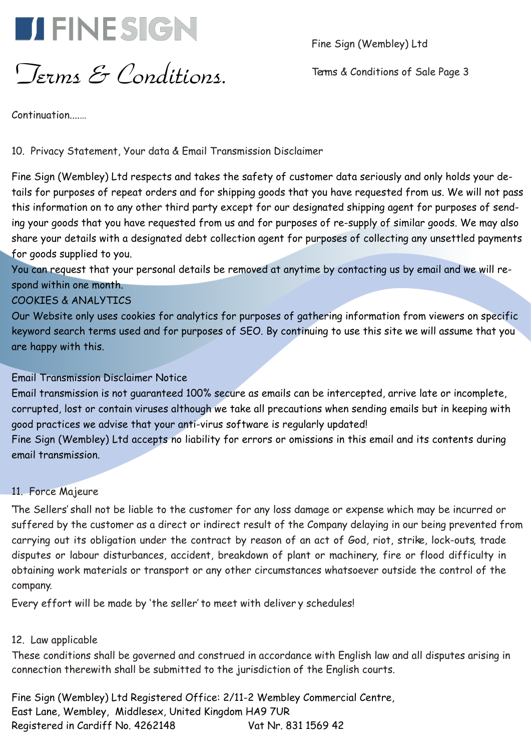# FINE SIGN

# Terms & Conditions.

Continuation.......

## 10. Privacy Statement, Your data & Email Transmission Disclaimer

Fine Sign (Wembley) Ltd respects and takes the safety of customer data seriously and only holds your details for purposes of repeat orders and for shipping goods that you have requested from us. We will not pass this information on to any other third party except for our designated shipping agent for purposes of sending your goods that you have requested from us and for purposes of re-supply of similar goods. We may also share your details with a designated debt collection agent for purposes of collecting any unsettled payments for goods supplied to you.

You can request that your personal details be removed at anytime by contacting us by email and we will respond within one month.

COOKIES & ANALYTICS

Our Website only uses cookies for analytics for purposes of gathering information from viewers on specific keyword search terms used and for purposes of SEO. By continuing to use this site we will assume that you are happy with this.

Email Transmission Disclaimer Notice

Email transmission is not guaranteed 100% secure as emails can be intercepted, arrive late or incomplete, corrupted, lost or contain viruses although we take all precautions when sending emails but in keeping with good practices we advise that your anti-virus software is regularly updated!

Fine Sign (Wembley) Ltd accepts no liability for errors or omissions in this email and its contents during email transmission.

## 11. Force Majeure

The Sellers' shall not be liable to the customer for any loss damage or expense which may be incurred or suffered by the customer as a direct or indirect result of the Company delaying in our being prevented from carrying out its obligation under the contract by reason of an act of God, riot, strike, lock-outs, trade disputes or labour disturbances, accident, breakdown of plant or machinery, fire or flood difficulty in obtaining work materials or transport or any other circumstances whatsoever outside the control of the company.

Every effort will be made by 'the seller' to meet with delivery schedules!

## 12. Law applicable

These conditions shall be governed and construed in accordance with English law and all disputes arising in connection therewith shall be submitted to the jurisdiction of the English courts.

Fine Sign (Wembley) Ltd Registered Office: 2/11-2 Wembley Commercial Centre,
East Lane, Wembley, Middlesex, United Kingdom HA9 7UR
Registered in Cardiff No. 4262148 Vat Nr. 831 1569 42